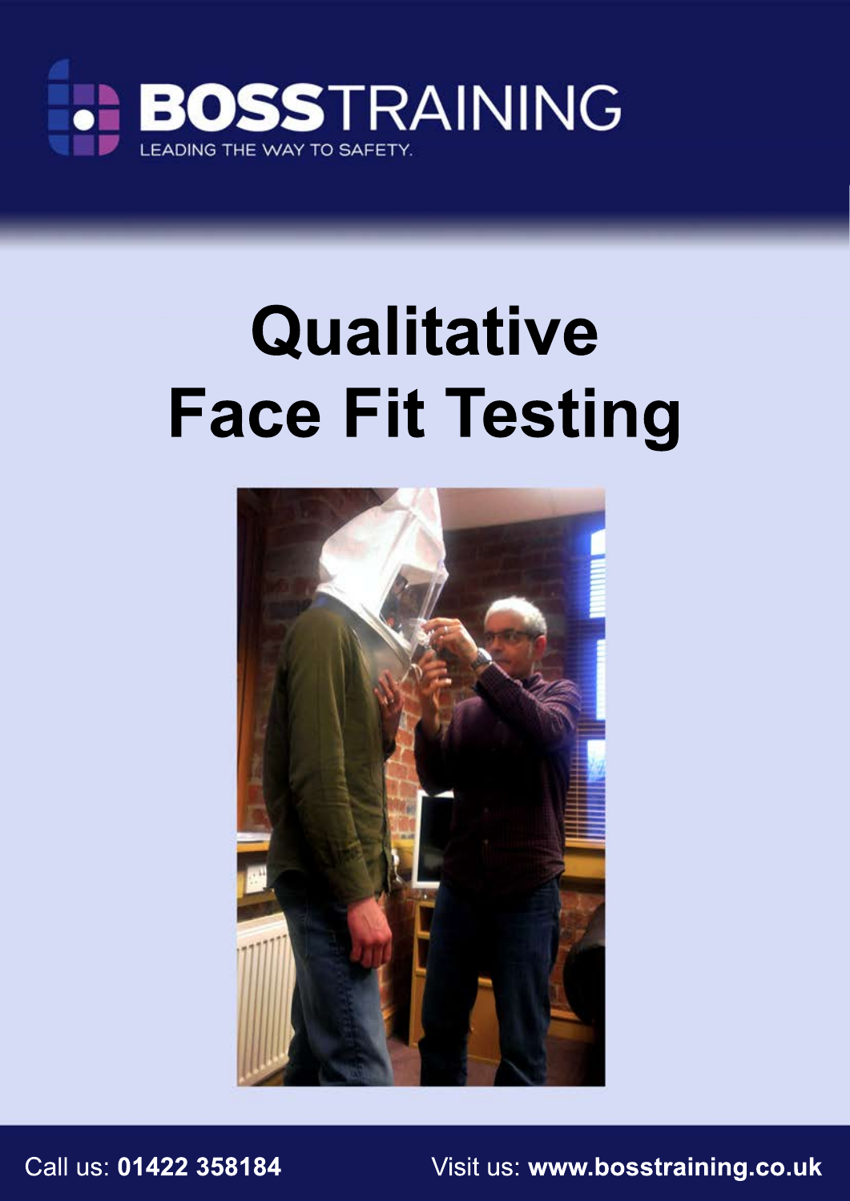**BOSSTRAINING**

LEADING THE WAY TO SAFETY.

# Qualitative Face Fit Testing

Call us: **01422 358184**

Visit us: **www.bosstraining.co.uk**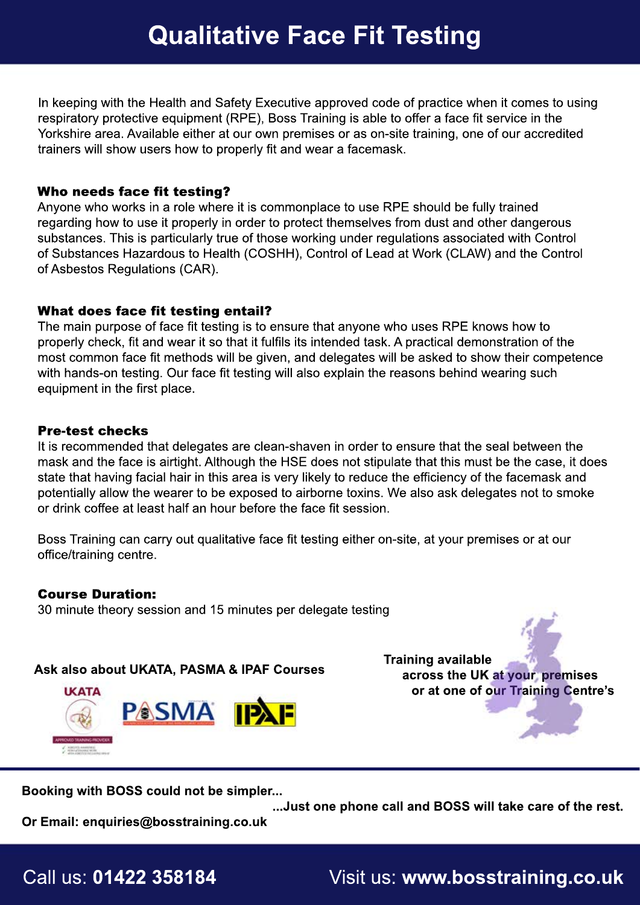# Qualitative Face Fit Testing

In keeping with the Health and Safety Executive approved code of practice when it comes to using respiratory protective equipment (RPE), Boss Training is able to offer a face fit service in the Yorkshire area. Available either at our own premises or as on-site training, one of our accredited trainers will show users how to properly fit and wear a facemask.

### Who needs face fit testing?

Anyone who works in a role where it is commonplace to use RPE should be fully trained regarding how to use it properly in order to protect themselves from dust and other dangerous substances. This is particularly true of those working under regulations associated with Control of Substances Hazardous to Health (COSHH), Control of Lead at Work (CLAW) and the Control of Asbestos Regulations (CAR).

### What does face fit testing entail?

The main purpose of face fit testing is to ensure that anyone who uses RPE knows how to properly check, fit and wear it so that it fulfils its intended task. A practical demonstration of the most common face fit methods will be given, and delegates will be asked to show their competence with hands-on testing. Our face fit testing will also explain the reasons behind wearing such equipment in the first place.

### Pre-test checks

It is recommended that delegates are clean-shaven in order to ensure that the seal between the mask and the face is airtight. Although the HSE does not stipulate that this must be the case, it does state that having facial hair in this area is very likely to reduce the efficiency of the facemask and potentially allow the wearer to be exposed to airborne toxins. We also ask delegates not to smoke or drink coffee at least half an hour before the face fit session.

Boss Training can carry out qualitative face fit testing either on-site, at your premises or at our office/training centre.

### Course Duration:

30 minute theory session and 15 minutes per delegate testing

**Ask also about UKATA, PASMA & IPAF Courses**

**Training available across the UK at your premises or at one of our Training Centre's**

**Booking with BOSS could not be simpler...**

**...Just one phone call and BOSS will take care of the rest.**

**Or Email: enquiries@bosstraining.co.uk**

Call us: **01422 358184**

Visit us: **www.bosstraining.co.uk**